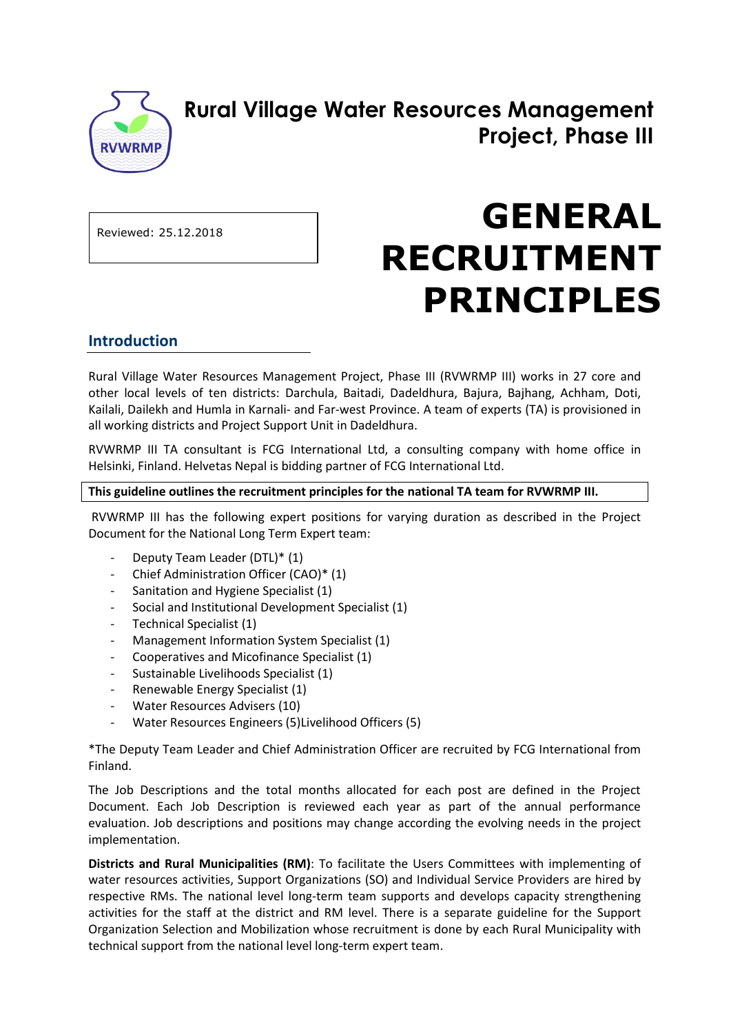# Rural Village Water Resources Management Project, Phase III

Reviewed: 25.12.2018

# GENERAL RECRUITMENT PRINCIPLES

## Introduction

Rural Village Water Resources Management Project, Phase III (RVWRMP III) works in 27 core and other local levels of ten districts: Darchula, Baitadi, Dadeldhura, Bajura, Bajhang, Achham, Doti, Kailali, Dailekh and Humla in Karnali- and Far-west Province. A team of experts (TA) is provisioned in all working districts and Project Support Unit in Dadeldhura.

RVWRMP III TA consultant is FCG International Ltd, a consulting company with home office in Helsinki, Finland. Helvetas Nepal is bidding partner of FCG International Ltd.

**This guideline outlines the recruitment principles for the national TA team for RVWRMP III.**

RVWRMP III has the following expert positions for varying duration as described in the Project Document for the National Long Term Expert team:

- Deputy Team Leader (DTL)* (1)
- Chief Administration Officer (CAO)* (1)
- Sanitation and Hygiene Specialist (1)
- Social and Institutional Development Specialist (1)
- Technical Specialist (1)
- Management Information System Specialist (1)
- Cooperatives and Micofinance Specialist (1)
- Sustainable Livelihoods Specialist (1)
- Renewable Energy Specialist (1)
- Water Resources Advisers (10)
- Water Resources Engineers (5)Livelihood Officers (5)

*The Deputy Team Leader and Chief Administration Officer are recruited by FCG International from Finland.

The Job Descriptions and the total months allocated for each post are defined in the Project Document. Each Job Description is reviewed each year as part of the annual performance evaluation. Job descriptions and positions may change according the evolving needs in the project implementation.

**Districts and Rural Municipalities (RM)**: To facilitate the Users Committees with implementing of water resources activities, Support Organizations (SO) and Individual Service Providers are hired by respective RMs. The national level long-term team supports and develops capacity strengthening activities for the staff at the district and RM level. There is a separate guideline for the Support Organization Selection and Mobilization whose recruitment is done by each Rural Municipality with technical support from the national level long-term expert team.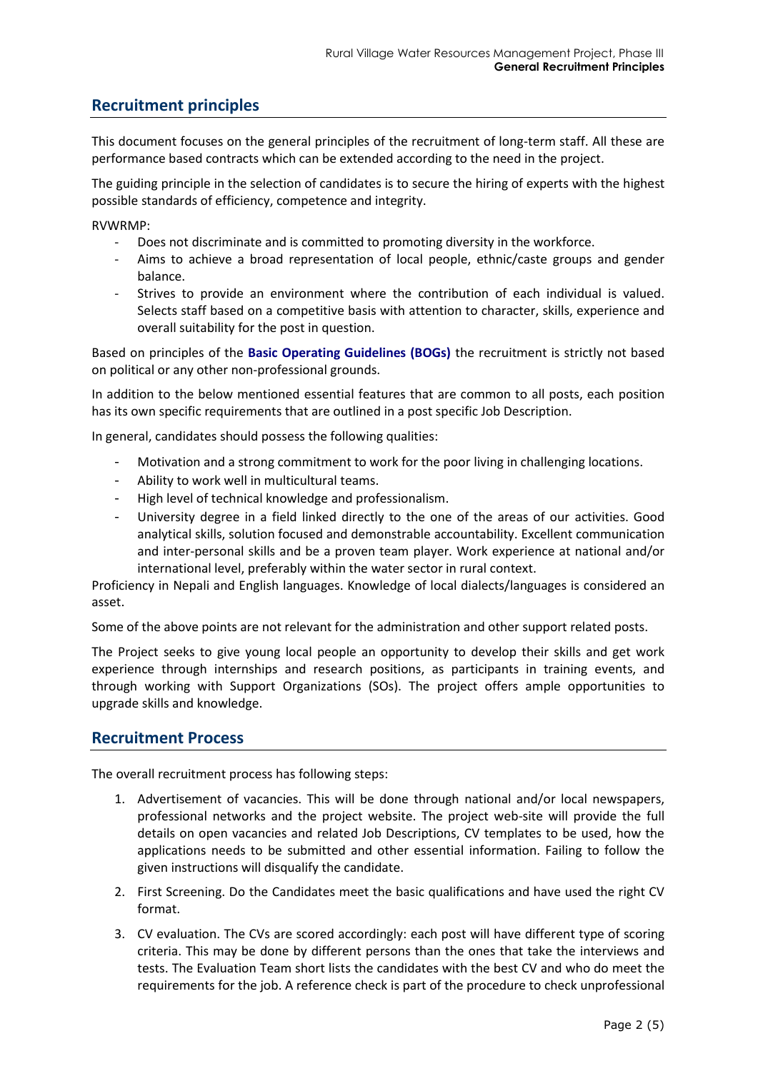## Recruitment principles

This document focuses on the general principles of the recruitment of long-term staff. All these are performance based contracts which can be extended according to the need in the project.

The guiding principle in the selection of candidates is to secure the hiring of experts with the highest possible standards of efficiency, competence and integrity.

RVWRMP:

- Does not discriminate and is committed to promoting diversity in the workforce.
- Aims to achieve a broad representation of local people, ethnic/caste groups and gender balance.
- Strives to provide an environment where the contribution of each individual is valued. Selects staff based on a competitive basis with attention to character, skills, experience and overall suitability for the post in question.

Based on principles of the **Basic Operating Guidelines (BOGs)** the recruitment is strictly not based on political or any other non-professional grounds.

In addition to the below mentioned essential features that are common to all posts, each position has its own specific requirements that are outlined in a post specific Job Description.

In general, candidates should possess the following qualities:

- Motivation and a strong commitment to work for the poor living in challenging locations.
- Ability to work well in multicultural teams.
- High level of technical knowledge and professionalism.
- University degree in a field linked directly to the one of the areas of our activities. Good analytical skills, solution focused and demonstrable accountability. Excellent communication and inter-personal skills and be a proven team player. Work experience at national and/or international level, preferably within the water sector in rural context.

Proficiency in Nepali and English languages. Knowledge of local dialects/languages is considered an asset.

Some of the above points are not relevant for the administration and other support related posts.

The Project seeks to give young local people an opportunity to develop their skills and get work experience through internships and research positions, as participants in training events, and through working with Support Organizations (SOs). The project offers ample opportunities to upgrade skills and knowledge.

## Recruitment Process

The overall recruitment process has following steps:

1. Advertisement of vacancies. This will be done through national and/or local newspapers, professional networks and the project website. The project web-site will provide the full details on open vacancies and related Job Descriptions, CV templates to be used, how the applications needs to be submitted and other essential information. Failing to follow the given instructions will disqualify the candidate.
2. First Screening. Do the Candidates meet the basic qualifications and have used the right CV format.
3. CV evaluation. The CVs are scored accordingly: each post will have different type of scoring criteria. This may be done by different persons than the ones that take the interviews and tests. The Evaluation Team short lists the candidates with the best CV and who do meet the requirements for the job. A reference check is part of the procedure to check unprofessional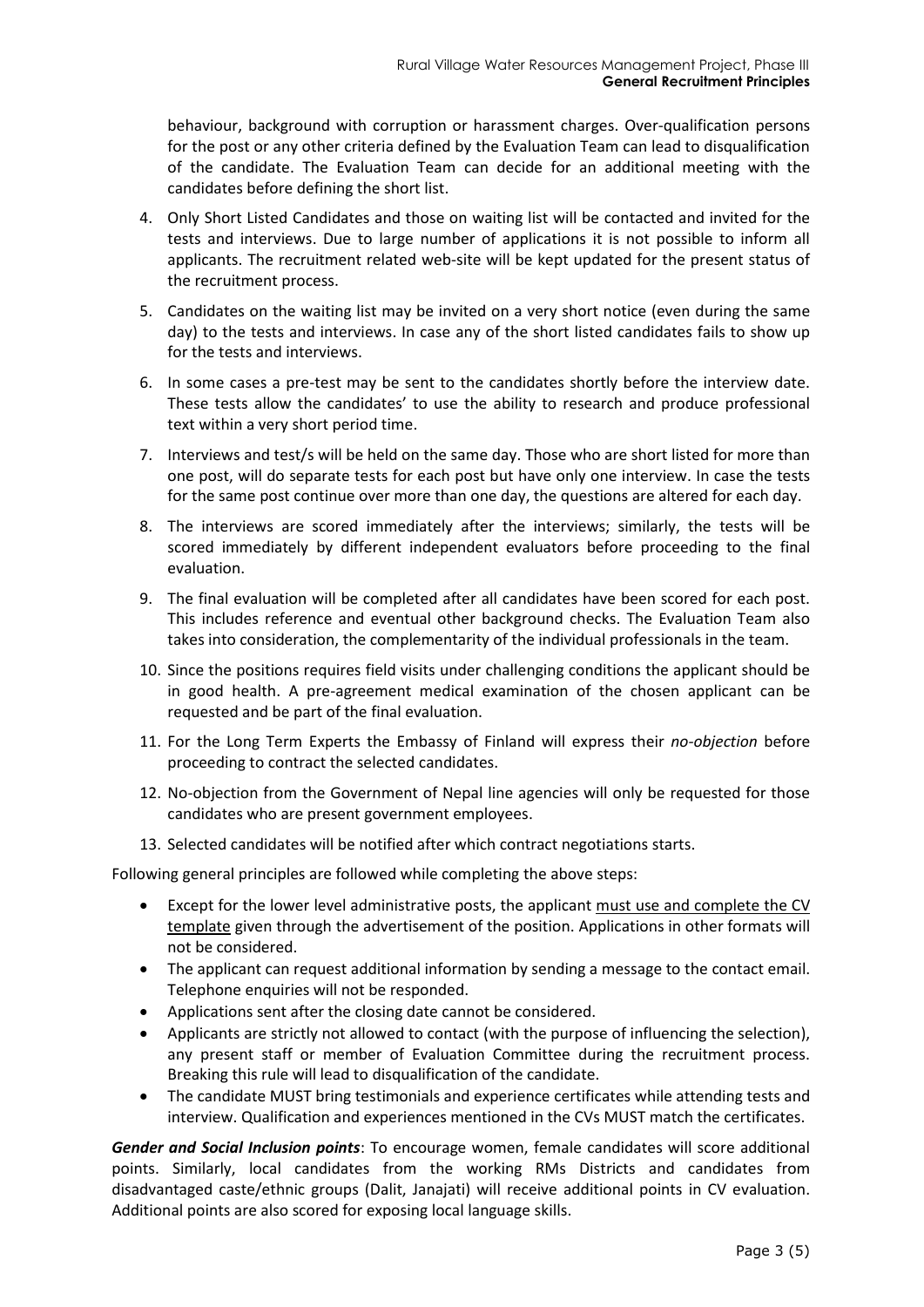behaviour, background with corruption or harassment charges. Over-qualification persons for the post or any other criteria defined by the Evaluation Team can lead to disqualification of the candidate. The Evaluation Team can decide for an additional meeting with the candidates before defining the short list.

4. Only Short Listed Candidates and those on waiting list will be contacted and invited for the tests and interviews. Due to large number of applications it is not possible to inform all applicants. The recruitment related web-site will be kept updated for the present status of the recruitment process.
5. Candidates on the waiting list may be invited on a very short notice (even during the same day) to the tests and interviews. In case any of the short listed candidates fails to show up for the tests and interviews.
6. In some cases a pre-test may be sent to the candidates shortly before the interview date. These tests allow the candidates' to use the ability to research and produce professional text within a very short period time.
7. Interviews and test/s will be held on the same day. Those who are short listed for more than one post, will do separate tests for each post but have only one interview. In case the tests for the same post continue over more than one day, the questions are altered for each day.
8. The interviews are scored immediately after the interviews; similarly, the tests will be scored immediately by different independent evaluators before proceeding to the final evaluation.
9. The final evaluation will be completed after all candidates have been scored for each post. This includes reference and eventual other background checks. The Evaluation Team also takes into consideration, the complementarity of the individual professionals in the team.
10. Since the positions requires field visits under challenging conditions the applicant should be in good health. A pre-agreement medical examination of the chosen applicant can be requested and be part of the final evaluation.
11. For the Long Term Experts the Embassy of Finland will express their *no-objection* before proceeding to contract the selected candidates.
12. No-objection from the Government of Nepal line agencies will only be requested for those candidates who are present government employees.
13. Selected candidates will be notified after which contract negotiations starts.

Following general principles are followed while completing the above steps:

- Except for the lower level administrative posts, the applicant must use and complete the CV template given through the advertisement of the position. Applications in other formats will not be considered.
- The applicant can request additional information by sending a message to the contact email. Telephone enquiries will not be responded.
- Applications sent after the closing date cannot be considered.
- Applicants are strictly not allowed to contact (with the purpose of influencing the selection), any present staff or member of Evaluation Committee during the recruitment process. Breaking this rule will lead to disqualification of the candidate.
- The candidate MUST bring testimonials and experience certificates while attending tests and interview. Qualification and experiences mentioned in the CVs MUST match the certificates.

***Gender and Social Inclusion points***: To encourage women, female candidates will score additional points. Similarly, local candidates from the working RMs Districts and candidates from disadvantaged caste/ethnic groups (Dalit, Janajati) will receive additional points in CV evaluation. Additional points are also scored for exposing local language skills.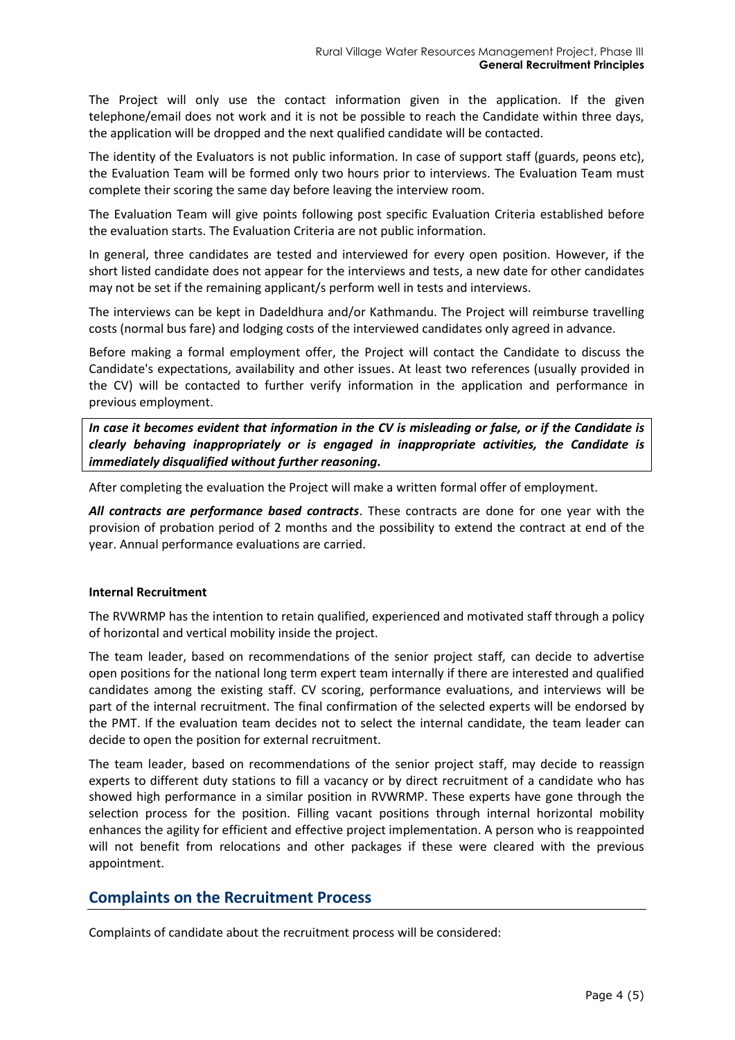The Project will only use the contact information given in the application. If the given telephone/email does not work and it is not be possible to reach the Candidate within three days, the application will be dropped and the next qualified candidate will be contacted.

The identity of the Evaluators is not public information. In case of support staff (guards, peons etc), the Evaluation Team will be formed only two hours prior to interviews. The Evaluation Team must complete their scoring the same day before leaving the interview room.

The Evaluation Team will give points following post specific Evaluation Criteria established before the evaluation starts. The Evaluation Criteria are not public information.

In general, three candidates are tested and interviewed for every open position. However, if the short listed candidate does not appear for the interviews and tests, a new date for other candidates may not be set if the remaining applicant/s perform well in tests and interviews.

The interviews can be kept in Dadeldhura and/or Kathmandu. The Project will reimburse travelling costs (normal bus fare) and lodging costs of the interviewed candidates only agreed in advance.

Before making a formal employment offer, the Project will contact the Candidate to discuss the Candidate's expectations, availability and other issues. At least two references (usually provided in the CV) will be contacted to further verify information in the application and performance in previous employment.

***In case it becomes evident that information in the CV is misleading or false, or if the Candidate is clearly behaving inappropriately or is engaged in inappropriate activities, the Candidate is immediately disqualified without further reasoning*.**

After completing the evaluation the Project will make a written formal offer of employment.

***All contracts are performance based contracts***. These contracts are done for one year with the provision of probation period of 2 months and the possibility to extend the contract at end of the year. Annual performance evaluations are carried.

**Internal Recruitment**

The RVWRMP has the intention to retain qualified, experienced and motivated staff through a policy of horizontal and vertical mobility inside the project.

The team leader, based on recommendations of the senior project staff, can decide to advertise open positions for the national long term expert team internally if there are interested and qualified candidates among the existing staff. CV scoring, performance evaluations, and interviews will be part of the internal recruitment. The final confirmation of the selected experts will be endorsed by the PMT. If the evaluation team decides not to select the internal candidate, the team leader can decide to open the position for external recruitment.

The team leader, based on recommendations of the senior project staff, may decide to reassign experts to different duty stations to fill a vacancy or by direct recruitment of a candidate who has showed high performance in a similar position in RVWRMP. These experts have gone through the selection process for the position. Filling vacant positions through internal horizontal mobility enhances the agility for efficient and effective project implementation. A person who is reappointed will not benefit from relocations and other packages if these were cleared with the previous appointment.

## Complaints on the Recruitment Process

Complaints of candidate about the recruitment process will be considered: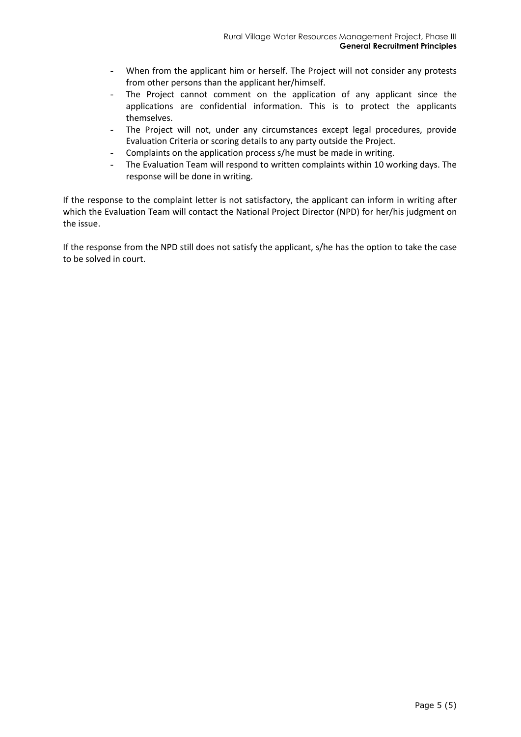- When from the applicant him or herself. The Project will not consider any protests from other persons than the applicant her/himself.
- The Project cannot comment on the application of any applicant since the applications are confidential information. This is to protect the applicants themselves.
- The Project will not, under any circumstances except legal procedures, provide Evaluation Criteria or scoring details to any party outside the Project.
- Complaints on the application process s/he must be made in writing.
- The Evaluation Team will respond to written complaints within 10 working days. The response will be done in writing.

If the response to the complaint letter is not satisfactory, the applicant can inform in writing after which the Evaluation Team will contact the National Project Director (NPD) for her/his judgment on the issue.

If the response from the NPD still does not satisfy the applicant, s/he has the option to take the case to be solved in court.